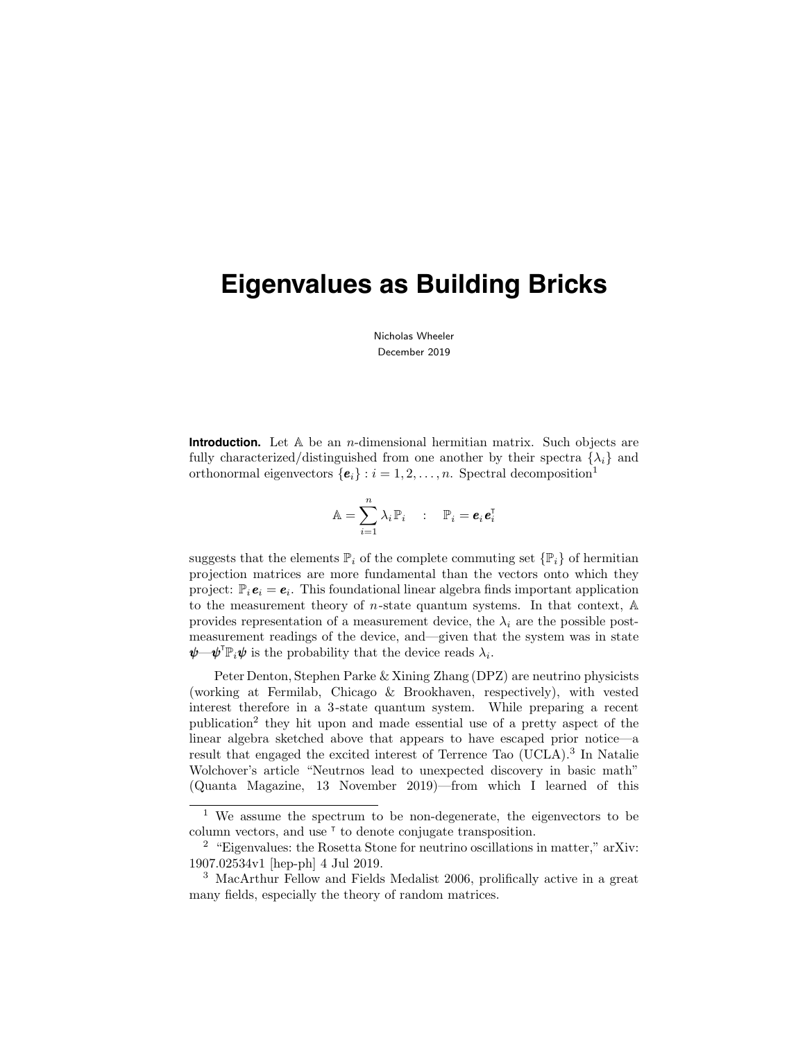# Eigenvalues as Building Bricks

Nicholas Wheeler
December 2019

**Introduction.** Let $\mathbb{A}$ be an $n$-dimensional hermitian matrix. Such objects are fully characterized/distinguished from one another by their spectra $\{\lambda_i\}$ and orthonormal eigenvectors $\{\boldsymbol{e}_i\} : i = 1, 2, \ldots, n$. Spectral decomposition[1]

$$\mathbb{A} = \sum_{i=1}^{n} \lambda_i \mathbb{P}_i \quad : \quad \mathbb{P}_i = \boldsymbol{e}_i \boldsymbol{e}_i^{\mathsf{T}}$$

suggests that the elements $\mathbb{P}_i$ of the complete commuting set $\{\mathbb{P}_i\}$ of hermitian projection matrices are more fundamental than the vectors onto which they project: $\mathbb{P}_i \boldsymbol{e}_i = \boldsymbol{e}_i$. This foundational linear algebra finds important application to the measurement theory of $n$-state quantum systems. In that context, $\mathbb{A}$ provides representation of a measurement device, the $\lambda_i$ are the possible post-measurement readings of the device, and—given that the system was in state $\boldsymbol{\psi}$—$\boldsymbol{\psi}^{\mathsf{T}} \mathbb{P}_i \boldsymbol{\psi}$ is the probability that the device reads $\lambda_i$.

Peter Denton, Stephen Parke & Xining Zhang (DPZ) are neutrino physicists (working at Fermilab, Chicago & Brookhaven, respectively), with vested interest therefore in a 3-state quantum system. While preparing a recent publication[2] they hit upon and made essential use of a pretty aspect of the linear algebra sketched above that appears to have escaped prior notice—a result that engaged the excited interest of Terrence Tao (UCLA).[3] In Natalie Wolchover's article "Neutrnos lead to unexpected discovery in basic math" (Quanta Magazine, 13 November 2019)—from which I learned of this

---

[1] We assume the spectrum to be non-degenerate, the eigenvectors to be column vectors, and use $^{\mathsf{T}}$ to denote conjugate transposition.

[2] "Eigenvalues: the Rosetta Stone for neutrino oscillations in matter," arXiv: 1907.02534v1 [hep-ph] 4 Jul 2019.

[3] MacArthur Fellow and Fields Medalist 2006, prolifically active in a great many fields, especially the theory of random matrices.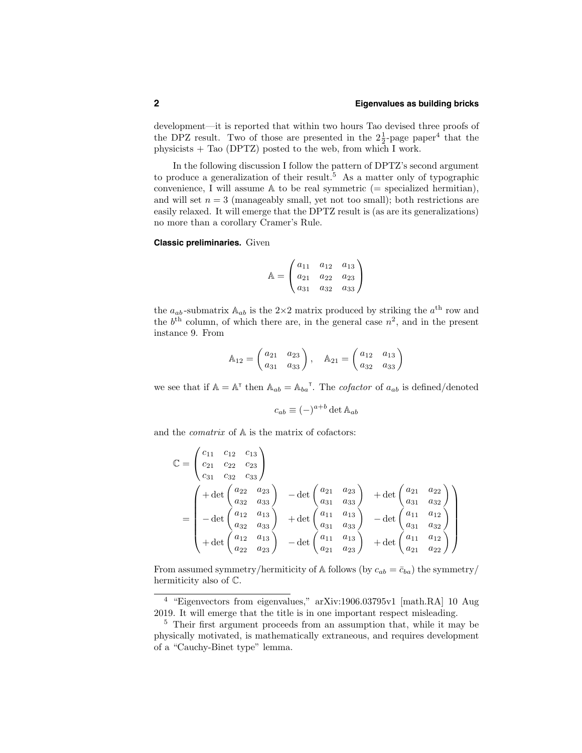development—it is reported that within two hours Tao devised three proofs of the DPZ result. Two of those are presented in the $2\frac{1}{2}$-page paper[4] that the physicists + Tao (DPTZ) posted to the web, from which I work.

In the following discussion I follow the pattern of DPTZ's second argument to produce a generalization of their result.[5] As a matter only of typographic convenience, I will assume $\mathbb{A}$ to be real symmetric (= specialized hermitian), and will set $n = 3$ (manageably small, yet not too small); both restrictions are easily relaxed. It will emerge that the DPTZ result is (as are its generalizations) no more than a corollary Cramer's Rule.

**Classic preliminaries.** Given

$$\mathbb{A} = \begin{pmatrix} a_{11} & a_{12} & a_{13} \\ a_{21} & a_{22} & a_{23} \\ a_{31} & a_{32} & a_{33} \end{pmatrix}$$

the $a_{ab}$-submatrix $\mathbb{A}_{ab}$ is the $2\times 2$ matrix produced by striking the $a^{\text{th}}$ row and the $b^{\text{th}}$ column, of which there are, in the general case $n^2$, and in the present instance 9. From

$$\mathbb{A}_{12} = \begin{pmatrix} a_{21} & a_{23} \\ a_{31} & a_{33} \end{pmatrix}, \quad \mathbb{A}_{21} = \begin{pmatrix} a_{12} & a_{13} \\ a_{32} & a_{33} \end{pmatrix}$$

we see that if $\mathbb{A} = \mathbb{A}^{\mathsf{T}}$ then $\mathbb{A}_{ab} = {\mathbb{A}_{ba}}^{\mathsf{T}}$. The *cofactor* of $a_{ab}$ is defined/denoted

$$c_{ab} \equiv (-)^{a+b} \det \mathbb{A}_{ab}$$

and the *comatrix* of $\mathbb{A}$ is the matrix of cofactors:

$$\begin{aligned}
\mathbb{C} &= \begin{pmatrix} c_{11} & c_{12} & c_{13} \\ c_{21} & c_{22} & c_{23} \\ c_{31} & c_{32} & c_{33} \end{pmatrix} \\
&= \begin{pmatrix} +\det\begin{pmatrix} a_{22} & a_{23} \\ a_{32} & a_{33} \end{pmatrix} & -\det\begin{pmatrix} a_{21} & a_{23} \\ a_{31} & a_{33} \end{pmatrix} & +\det\begin{pmatrix} a_{21} & a_{22} \\ a_{31} & a_{32} \end{pmatrix} \\
-\det\begin{pmatrix} a_{12} & a_{13} \\ a_{32} & a_{33} \end{pmatrix} & +\det\begin{pmatrix} a_{11} & a_{13} \\ a_{31} & a_{33} \end{pmatrix} & -\det\begin{pmatrix} a_{11} & a_{12} \\ a_{31} & a_{32} \end{pmatrix} \\
+\det\begin{pmatrix} a_{12} & a_{13} \\ a_{22} & a_{23} \end{pmatrix} & -\det\begin{pmatrix} a_{11} & a_{13} \\ a_{21} & a_{23} \end{pmatrix} & +\det\begin{pmatrix} a_{11} & a_{12} \\ a_{21} & a_{22} \end{pmatrix} \end{pmatrix}
\end{aligned}$$

From assumed symmetry/hermiticity of $\mathbb{A}$ follows (by $c_{ab} = \bar{c}_{ba}$) the symmetry/hermiticity also of $\mathbb{C}$.

---

[4] "Eigenvectors from eigenvalues," arXiv:1906.03795v1 [math.RA] 10 Aug 2019. It will emerge that the title is in one important respect misleading.

[5] Their first argument proceeds from an assumption that, while it may be physically motivated, is mathematically extraneous, and requires development of a "Cauchy-Binet type" lemma.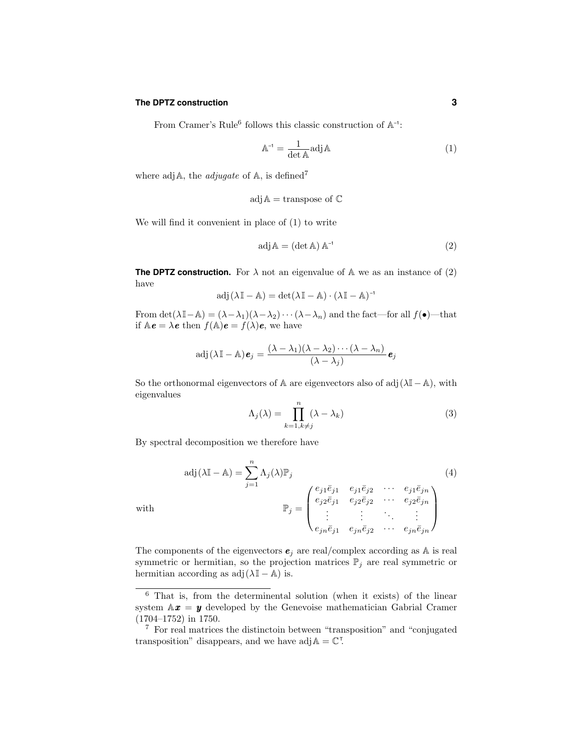From Cramer's Rule[6] follows this classic construction of $\mathbb{A}^{-1}$:

$$\mathbb{A}^{-1} = \frac{1}{\det \mathbb{A}} \text{adj}\,\mathbb{A} \tag{1}$$

where $\text{adj}\,\mathbb{A}$, the *adjugate* of $\mathbb{A}$, is defined[7]

$$\text{adj}\,\mathbb{A} = \text{transpose of } \mathbb{C}$$

We will find it convenient in place of (1) to write

$$\text{adj}\,\mathbb{A} = (\det \mathbb{A})\, \mathbb{A}^{-1} \tag{2}$$

**The DPTZ construction.** For $\lambda$ not an eigenvalue of $\mathbb{A}$ we as an instance of (2) have

$$\text{adj}\,(\lambda\mathbb{I} - \mathbb{A}) = \det(\lambda\mathbb{I} - \mathbb{A}) \cdot (\lambda\mathbb{I} - \mathbb{A})^{-1}$$

From $\det(\lambda\mathbb{I} - \mathbb{A}) = (\lambda - \lambda_1)(\lambda - \lambda_2)\cdots(\lambda - \lambda_n)$ and the fact—for all $f(\bullet)$—that if $\mathbb{A}\boldsymbol{e} = \lambda\boldsymbol{e}$ then $f(\mathbb{A})\boldsymbol{e} = f(\lambda)\boldsymbol{e}$, we have

$$\text{adj}\,(\lambda\mathbb{I} - \mathbb{A})\boldsymbol{e}_j = \frac{(\lambda - \lambda_1)(\lambda - \lambda_2)\cdots(\lambda - \lambda_n)}{(\lambda - \lambda_j)}\,\boldsymbol{e}_j$$

So the orthonormal eigenvectors of $\mathbb{A}$ are eigenvectors also of $\text{adj}\,(\lambda\mathbb{I} - \mathbb{A})$, with eigenvalues

$$\Lambda_j(\lambda) = \prod_{k=1, k\neq j}^{n} (\lambda - \lambda_k) \tag{3}$$

By spectral decomposition we therefore have

$$\text{adj}\,(\lambda\mathbb{I} - \mathbb{A}) = \sum_{j=1}^{n} \Lambda_j(\lambda)\mathbb{P}_j \tag{4}$$

with

$$\mathbb{P}_j = \begin{pmatrix} e_{j1}\bar{e}_{j1} & e_{j1}\bar{e}_{j2} & \cdots & e_{j1}\bar{e}_{jn} \\ e_{j2}\bar{e}_{j1} & e_{j2}\bar{e}_{j2} & \cdots & e_{j2}\bar{e}_{jn} \\ \vdots & \vdots & \ddots & \vdots \\ e_{jn}\bar{e}_{j1} & e_{jn}\bar{e}_{j2} & \cdots & e_{jn}\bar{e}_{jn} \end{pmatrix}$$

The components of the eigenvectors $\boldsymbol{e}_j$ are real/complex according as $\mathbb{A}$ is real symmetric or hermitian, so the projection matrices $\mathbb{P}_j$ are real symmetric or hermitian according as $\text{adj}\,(\lambda\mathbb{I} - \mathbb{A})$ is.

---

[6] That is, from the determinental solution (when it exists) of the linear system $\mathbb{A}\boldsymbol{x} = \boldsymbol{y}$ developed by the Genevoise mathematician Gabrial Cramer (1704–1752) in 1750.

[7] For real matrices the distinctoin between "transposition" and "conjugated transposition" disappears, and we have $\text{adj}\,\mathbb{A} = \mathbb{C}^{\mathsf{T}}$.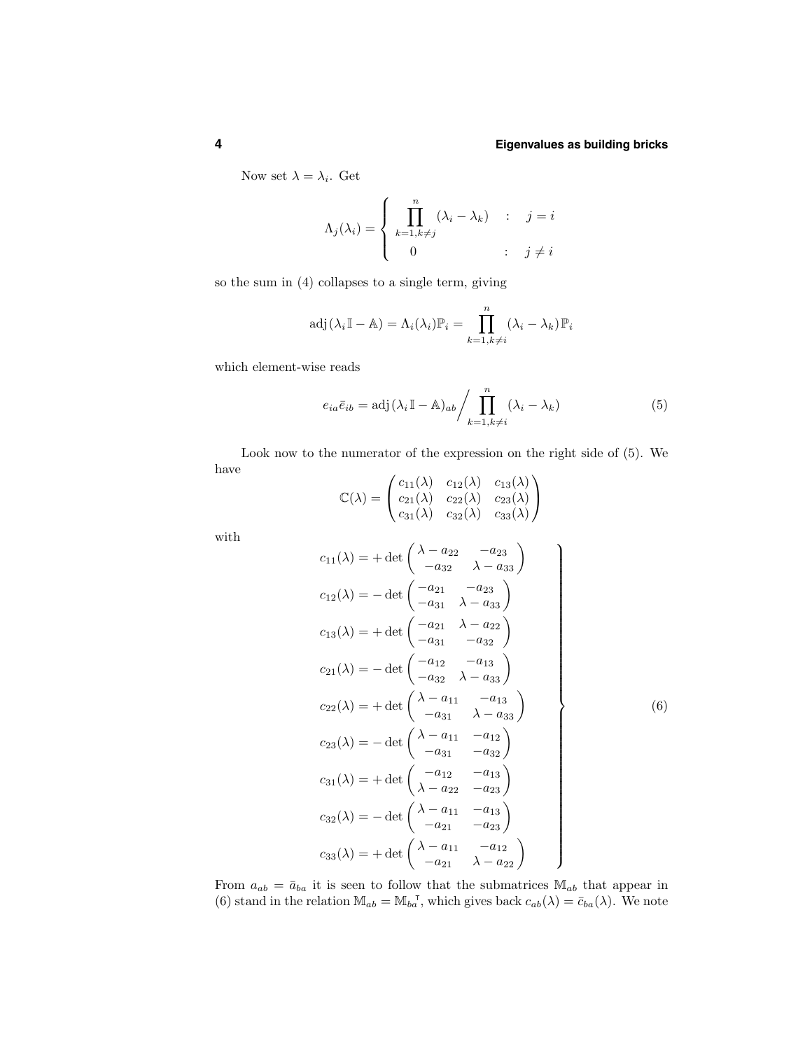Now set $\lambda = \lambda_i$. Get

$$\Lambda_j(\lambda_i) = \begin{cases} \displaystyle\prod_{k=1, k\neq j}^{n} (\lambda_i - \lambda_k) & : \quad j = i \\ 0 & : \quad j \neq i \end{cases}$$

so the sum in (4) collapses to a single term, giving

$$\text{adj}(\lambda_i \mathbb{I} - \mathbb{A}) = \Lambda_i(\lambda_i)\mathbb{P}_i = \prod_{k=1, k\neq i}^{n} (\lambda_i - \lambda_k)\,\mathbb{P}_i$$

which element-wise reads

$$e_{ia}\bar{e}_{ib} = \text{adj}(\lambda_i \mathbb{I} - \mathbb{A})_{ab} \Big/ \prod_{k=1, k\neq i}^{n} (\lambda_i - \lambda_k) \tag{5}$$

Look now to the numerator of the expression on the right side of (5). We have

$$\mathbb{C}(\lambda) = \begin{pmatrix} c_{11}(\lambda) & c_{12}(\lambda) & c_{13}(\lambda) \\ c_{21}(\lambda) & c_{22}(\lambda) & c_{23}(\lambda) \\ c_{31}(\lambda) & c_{32}(\lambda) & c_{33}(\lambda) \end{pmatrix}$$

with

$$\left.\begin{aligned}
c_{11}(\lambda) &= +\det\begin{pmatrix} \lambda - a_{22} & -a_{23} \\ -a_{32} & \lambda - a_{33} \end{pmatrix} \\
c_{12}(\lambda) &= -\det\begin{pmatrix} -a_{21} & -a_{23} \\ -a_{31} & \lambda - a_{33} \end{pmatrix} \\
c_{13}(\lambda) &= +\det\begin{pmatrix} -a_{21} & \lambda - a_{22} \\ -a_{31} & -a_{32} \end{pmatrix} \\
c_{21}(\lambda) &= -\det\begin{pmatrix} -a_{12} & -a_{13} \\ -a_{32} & \lambda - a_{33} \end{pmatrix} \\
c_{22}(\lambda) &= +\det\begin{pmatrix} \lambda - a_{11} & -a_{13} \\ -a_{31} & \lambda - a_{33} \end{pmatrix} \\
c_{23}(\lambda) &= -\det\begin{pmatrix} \lambda - a_{11} & -a_{12} \\ -a_{31} & -a_{32} \end{pmatrix} \\
c_{31}(\lambda) &= +\det\begin{pmatrix} -a_{12} & -a_{13} \\ \lambda - a_{22} & -a_{23} \end{pmatrix} \\
c_{32}(\lambda) &= -\det\begin{pmatrix} \lambda - a_{11} & -a_{13} \\ -a_{21} & -a_{23} \end{pmatrix} \\
c_{33}(\lambda) &= +\det\begin{pmatrix} \lambda - a_{11} & -a_{12} \\ -a_{21} & \lambda - a_{22} \end{pmatrix}
\end{aligned}\right\} \tag{6}$$

From $a_{ab} = \bar{a}_{ba}$ it is seen to follow that the submatrices $\mathbb{M}_{ab}$ that appear in (6) stand in the relation $\mathbb{M}_{ab} = \mathbb{M}_{ba}{}^{\mathsf{T}}$, which gives back $c_{ab}(\lambda) = \bar{c}_{ba}(\lambda)$. We note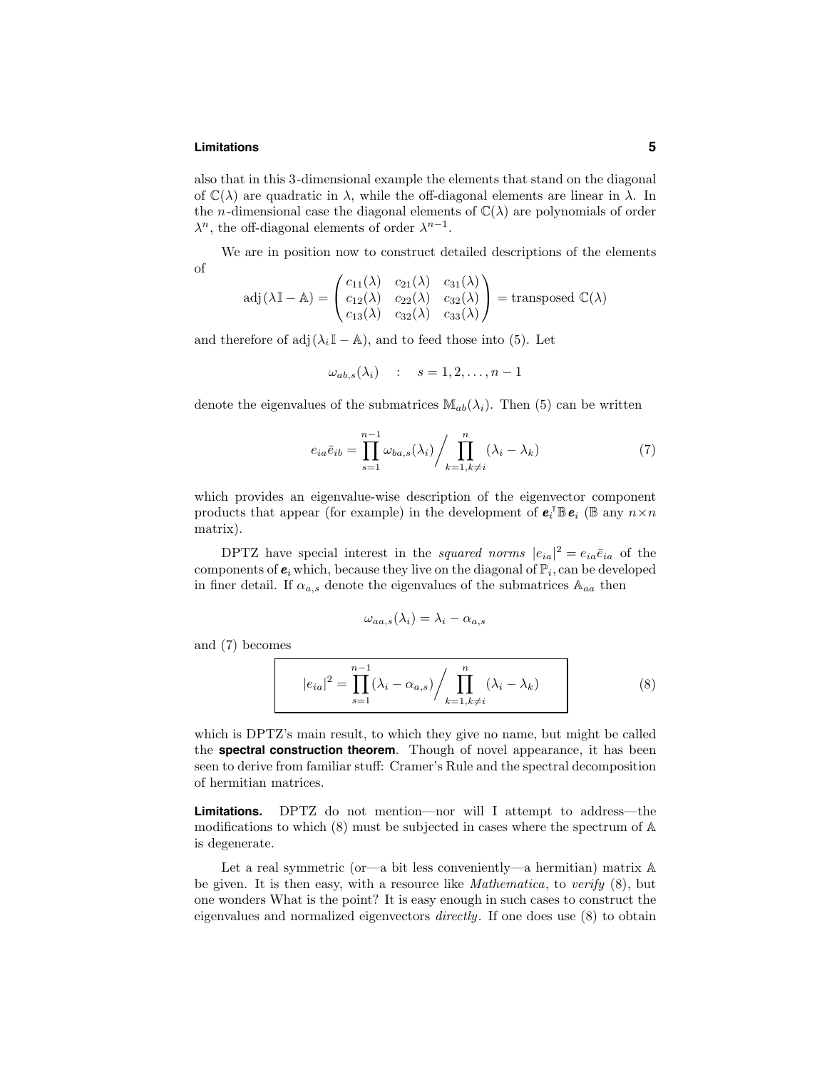also that in this 3-dimensional example the elements that stand on the diagonal of $\mathbb{C}(\lambda)$ are quadratic in $\lambda$, while the off-diagonal elements are linear in $\lambda$. In the $n$-dimensional case the diagonal elements of $\mathbb{C}(\lambda)$ are polynomials of order $\lambda^n$, the off-diagonal elements of order $\lambda^{n-1}$.

We are in position now to construct detailed descriptions of the elements of

$$\text{adj}\,(\lambda\mathbb{I} - \mathbb{A}) = \begin{pmatrix} c_{11}(\lambda) & c_{21}(\lambda) & c_{31}(\lambda) \\ c_{12}(\lambda) & c_{22}(\lambda) & c_{32}(\lambda) \\ c_{13}(\lambda) & c_{32}(\lambda) & c_{33}(\lambda) \end{pmatrix} = \text{transposed } \mathbb{C}(\lambda)$$

and therefore of $\text{adj}\,(\lambda_i\mathbb{I} - \mathbb{A})$, and to feed those into (5). Let

$$\omega_{ab,s}(\lambda_i) \quad : \quad s = 1, 2, \ldots, n-1$$

denote the eigenvalues of the submatrices $\mathbb{M}_{ab}(\lambda_i)$. Then (5) can be written

$$e_{ia}\bar{e}_{ib} = \prod_{s=1}^{n-1} \omega_{ba,s}(\lambda_i) \Big/ \prod_{k=1,k\neq i}^{n} (\lambda_i - \lambda_k) \tag{7}$$

which provides an eigenvalue-wise description of the eigenvector component products that appear (for example) in the development of $\boldsymbol{e}_i^{\mathsf{T}}\mathbb{B}\,\boldsymbol{e}_i$ ($\mathbb{B}$ any $n\times n$ matrix).

DPTZ have special interest in the *squared norms* $|e_{ia}|^2 = e_{ia}\bar{e}_{ia}$ of the components of $\boldsymbol{e}_i$ which, because they live on the diagonal of $\mathbb{P}_i$, can be developed in finer detail. If $\alpha_{a,s}$ denote the eigenvalues of the submatrices $\mathbb{A}_{aa}$ then

$$\omega_{aa,s}(\lambda_i) = \lambda_i - \alpha_{a,s}$$

and (7) becomes

$$\boxed{|e_{ia}|^2 = \prod_{s=1}^{n-1} (\lambda_i - \alpha_{a,s}) \Big/ \prod_{k=1,k\neq i}^{n} (\lambda_i - \lambda_k)} \tag{8}$$

which is DPTZ's main result, to which they give no name, but might be called the **spectral construction theorem**. Though of novel appearance, it has been seen to derive from familiar stuff: Cramer's Rule and the spectral decomposition of hermitian matrices.

**Limitations.** DPTZ do not mention—nor will I attempt to address—the modifications to which (8) must be subjected in cases where the spectrum of $\mathbb{A}$ is degenerate.

Let a real symmetric (or—a bit less conveniently—a hermitian) matrix $\mathbb{A}$ be given. It is then easy, with a resource like *Mathematica*, to *verify* (8), but one wonders What is the point? It is easy enough in such cases to construct the eigenvalues and normalized eigenvectors *directly*. If one does use (8) to obtain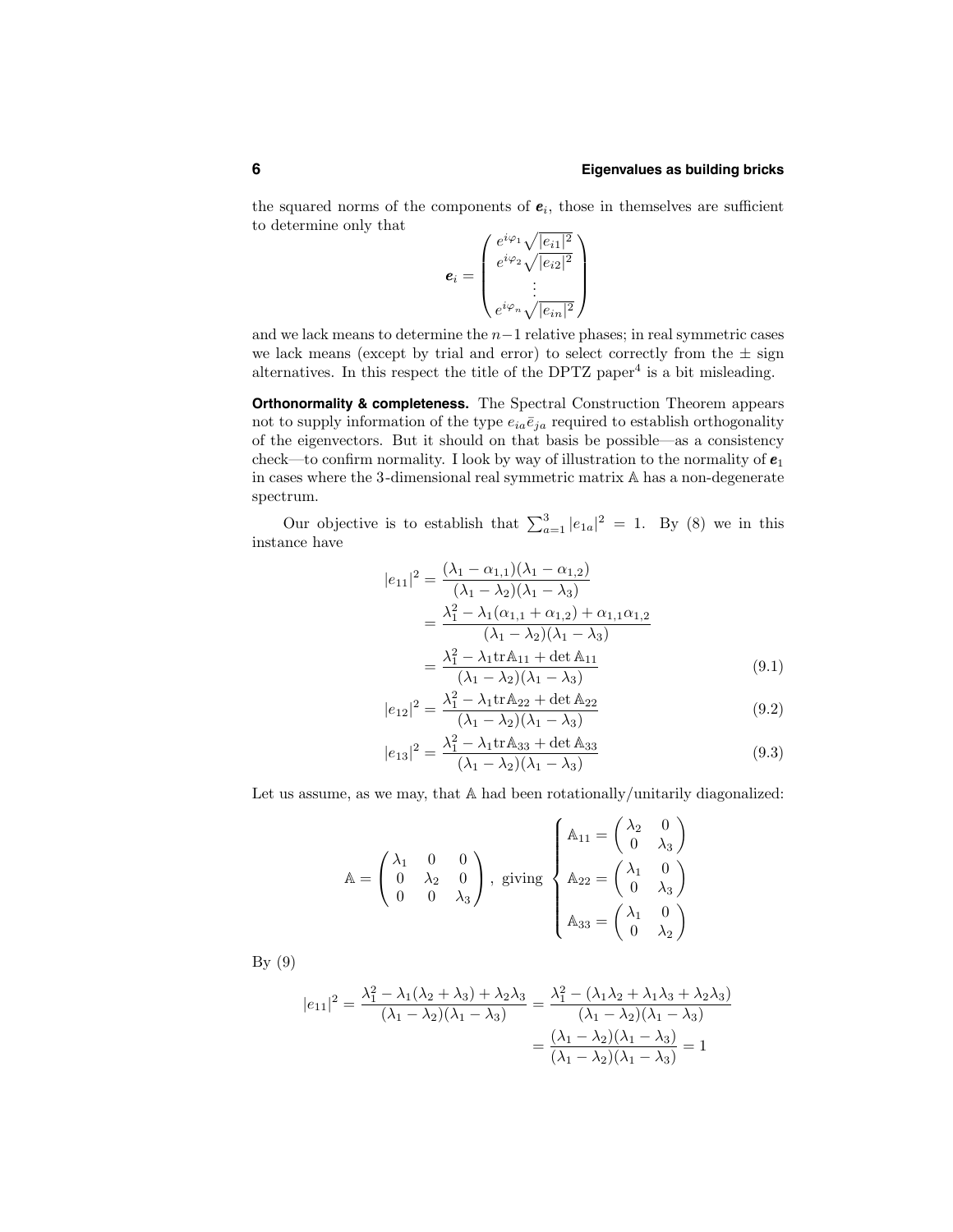the squared norms of the components of $\boldsymbol{e}_i$, those in themselves are sufficient to determine only that

$$\boldsymbol{e}_i = \begin{pmatrix} e^{i\varphi_1}\sqrt{|e_{i1}|^2} \\ e^{i\varphi_2}\sqrt{|e_{i2}|^2} \\ \vdots \\ e^{i\varphi_n}\sqrt{|e_{in}|^2} \end{pmatrix}$$

and we lack means to determine the $n-1$ relative phases; in real symmetric cases we lack means (except by trial and error) to select correctly from the $\pm$ sign alternatives. In this respect the title of the DPTZ paper[4] is a bit misleading.

**Orthonormality & completeness.** The Spectral Construction Theorem appears not to supply information of the type $e_{ia}\bar{e}_{ja}$ required to establish orthogonality of the eigenvectors. But it should on that basis be possible—as a consistency check—to confirm normality. I look by way of illustration to the normality of $\boldsymbol{e}_1$ in cases where the 3-dimensional real symmetric matrix $\mathbb{A}$ has a non-degenerate spectrum.

Our objective is to establish that $\sum_{a=1}^{3}|e_{1a}|^2 = 1$. By (8) we in this instance have

$$\begin{aligned}
|e_{11}|^2 &= \frac{(\lambda_1 - \alpha_{1,1})(\lambda_1 - \alpha_{1,2})}{(\lambda_1 - \lambda_2)(\lambda_1 - \lambda_3)} \\
&= \frac{\lambda_1^2 - \lambda_1(\alpha_{1,1} + \alpha_{1,2}) + \alpha_{1,1}\alpha_{1,2}}{(\lambda_1 - \lambda_2)(\lambda_1 - \lambda_3)} \\
&= \frac{\lambda_1^2 - \lambda_1 \mathrm{tr}\mathbb{A}_{11} + \det \mathbb{A}_{11}}{(\lambda_1 - \lambda_2)(\lambda_1 - \lambda_3)} \qquad (9.1)
\end{aligned}$$

$$|e_{12}|^2 = \frac{\lambda_1^2 - \lambda_1 \mathrm{tr}\mathbb{A}_{22} + \det \mathbb{A}_{22}}{(\lambda_1 - \lambda_2)(\lambda_1 - \lambda_3)} \qquad (9.2)$$

$$|e_{13}|^2 = \frac{\lambda_1^2 - \lambda_1 \mathrm{tr}\mathbb{A}_{33} + \det \mathbb{A}_{33}}{(\lambda_1 - \lambda_2)(\lambda_1 - \lambda_3)} \qquad (9.3)$$

Let us assume, as we may, that $\mathbb{A}$ had been rotationally/unitarily diagonalized:

$$\mathbb{A} = \begin{pmatrix} \lambda_1 & 0 & 0 \\ 0 & \lambda_2 & 0 \\ 0 & 0 & \lambda_3 \end{pmatrix}, \text{ giving } \begin{cases} \mathbb{A}_{11} = \begin{pmatrix} \lambda_2 & 0 \\ 0 & \lambda_3 \end{pmatrix} \\ \mathbb{A}_{22} = \begin{pmatrix} \lambda_1 & 0 \\ 0 & \lambda_3 \end{pmatrix} \\ \mathbb{A}_{33} = \begin{pmatrix} \lambda_1 & 0 \\ 0 & \lambda_2 \end{pmatrix} \end{cases}$$

By (9)

$$\begin{aligned}
|e_{11}|^2 = \frac{\lambda_1^2 - \lambda_1(\lambda_2 + \lambda_3) + \lambda_2\lambda_3}{(\lambda_1 - \lambda_2)(\lambda_1 - \lambda_3)} &= \frac{\lambda_1^2 - (\lambda_1\lambda_2 + \lambda_1\lambda_3 + \lambda_2\lambda_3)}{(\lambda_1 - \lambda_2)(\lambda_1 - \lambda_3)} \\
&= \frac{(\lambda_1 - \lambda_2)(\lambda_1 - \lambda_3)}{(\lambda_1 - \lambda_2)(\lambda_1 - \lambda_3)} = 1
\end{aligned}$$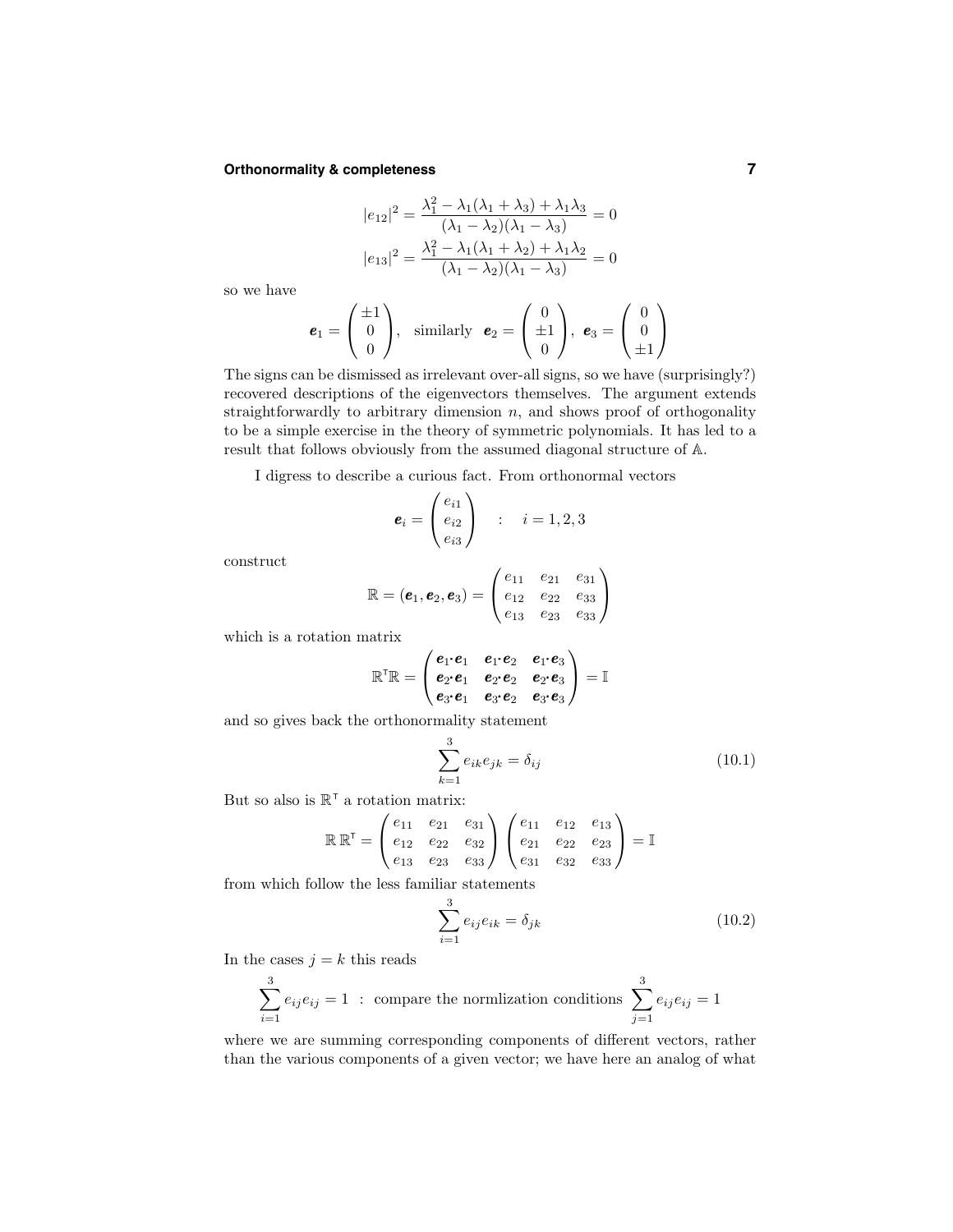$$|e_{12}|^2 = \frac{\lambda_1^2 - \lambda_1(\lambda_1+\lambda_3)+\lambda_1\lambda_3}{(\lambda_1-\lambda_2)(\lambda_1-\lambda_3)} = 0$$

$$|e_{13}|^2 = \frac{\lambda_1^2 - \lambda_1(\lambda_1+\lambda_2)+\lambda_1\lambda_2}{(\lambda_1-\lambda_2)(\lambda_1-\lambda_3)} = 0$$

so we have

$$\boldsymbol{e}_1 = \begin{pmatrix} \pm 1 \\ 0 \\ 0 \end{pmatrix}, \quad \text{similarly} \quad \boldsymbol{e}_2 = \begin{pmatrix} 0 \\ \pm 1 \\ 0 \end{pmatrix}, \; \boldsymbol{e}_3 = \begin{pmatrix} 0 \\ 0 \\ \pm 1 \end{pmatrix}$$

The signs can be dismissed as irrelevant over-all signs, so we have (surprisingly?) recovered descriptions of the eigenvectors themselves. The argument extends straightforwardly to arbitrary dimension $n$, and shows proof of orthogonality to be a simple exercise in the theory of symmetric polynomials. It has led to a result that follows obviously from the assumed diagonal structure of $\mathbb{A}$.

I digress to describe a curious fact. From orthonormal vectors

$$\boldsymbol{e}_i = \begin{pmatrix} e_{i1} \\ e_{i2} \\ e_{i3} \end{pmatrix} \quad : \quad i = 1,2,3$$

construct

$$\mathbb{R} = (\boldsymbol{e}_1, \boldsymbol{e}_2, \boldsymbol{e}_3) = \begin{pmatrix} e_{11} & e_{21} & e_{31} \\ e_{12} & e_{22} & e_{33} \\ e_{13} & e_{23} & e_{33} \end{pmatrix}$$

which is a rotation matrix

$$\mathbb{R}^{\mathsf{T}}\mathbb{R} = \begin{pmatrix} \boldsymbol{e}_1\cdot\boldsymbol{e}_1 & \boldsymbol{e}_1\cdot\boldsymbol{e}_2 & \boldsymbol{e}_1\cdot\boldsymbol{e}_3 \\ \boldsymbol{e}_2\cdot\boldsymbol{e}_1 & \boldsymbol{e}_2\cdot\boldsymbol{e}_2 & \boldsymbol{e}_2\cdot\boldsymbol{e}_3 \\ \boldsymbol{e}_3\cdot\boldsymbol{e}_1 & \boldsymbol{e}_3\cdot\boldsymbol{e}_2 & \boldsymbol{e}_3\cdot\boldsymbol{e}_3 \end{pmatrix} = \mathbb{I}$$

and so gives back the orthonormality statement

$$\sum_{k=1}^{3} e_{ik}e_{jk} = \delta_{ij} \tag{10.1}$$

But so also is $\mathbb{R}^{\mathsf{T}}$ a rotation matrix:

$$\mathbb{R}\,\mathbb{R}^{\mathsf{T}} = \begin{pmatrix} e_{11} & e_{21} & e_{31} \\ e_{12} & e_{22} & e_{32} \\ e_{13} & e_{23} & e_{33} \end{pmatrix} \begin{pmatrix} e_{11} & e_{12} & e_{13} \\ e_{21} & e_{22} & e_{23} \\ e_{31} & e_{32} & e_{33} \end{pmatrix} = \mathbb{I}$$

from which follow the less familiar statements

$$\sum_{i=1}^{3} e_{ij}e_{ik} = \delta_{jk} \tag{10.2}$$

In the cases $j = k$ this reads

$$\sum_{i=1}^{3} e_{ij}e_{ij} = 1 \;\; : \;\text{compare the normlization conditions}\; \sum_{j=1}^{3} e_{ij}e_{ij} = 1$$

where we are summing corresponding components of different vectors, rather than the various components of a given vector; we have here an analog of what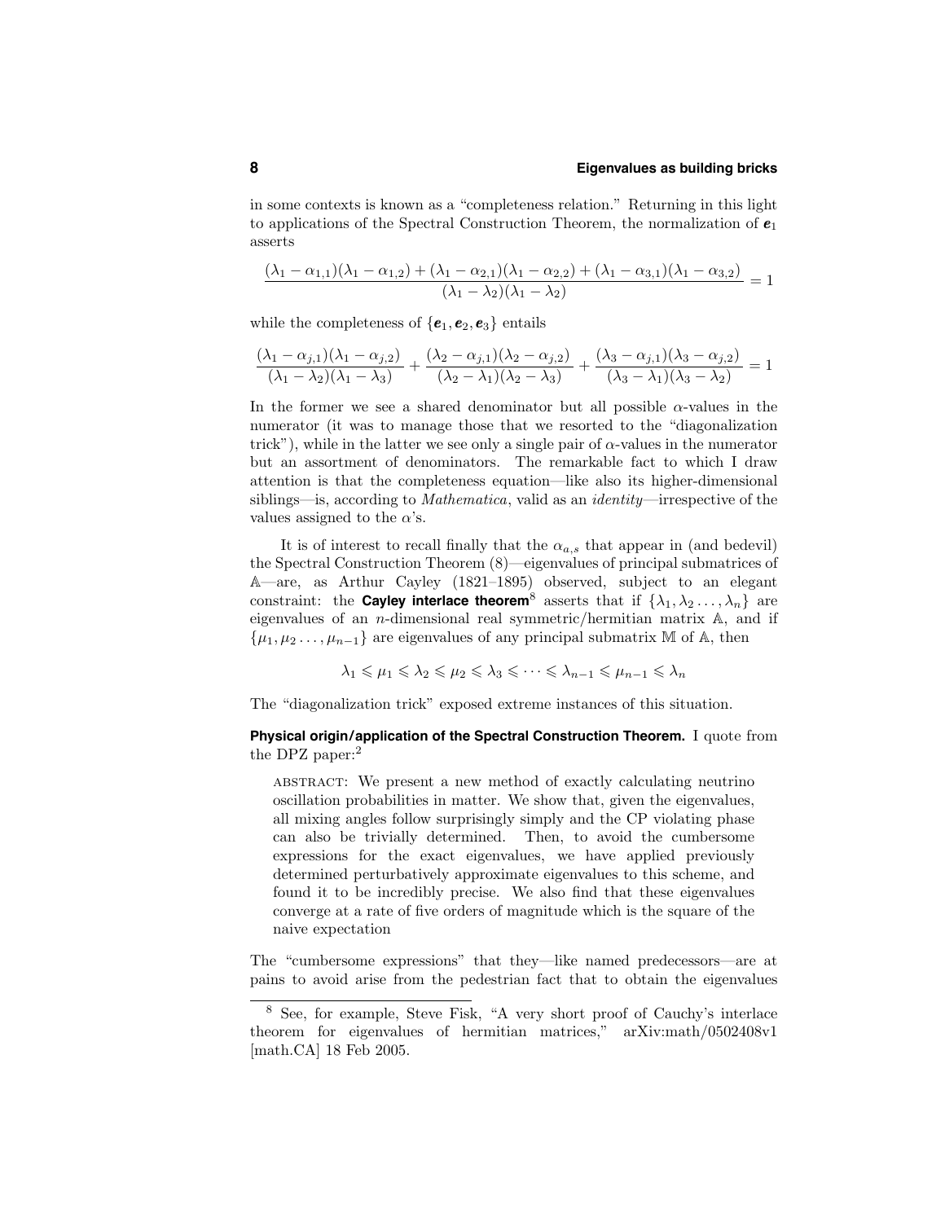in some contexts is known as a "completeness relation." Returning in this light to applications of the Spectral Construction Theorem, the normalization of $\boldsymbol{e}_1$ asserts

$$\frac{(\lambda_1-\alpha_{1,1})(\lambda_1-\alpha_{1,2})+(\lambda_1-\alpha_{2,1})(\lambda_1-\alpha_{2,2})+(\lambda_1-\alpha_{3,1})(\lambda_1-\alpha_{3,2})}{(\lambda_1-\lambda_2)(\lambda_1-\lambda_2)}=1$$

while the completeness of $\{\boldsymbol{e}_1, \boldsymbol{e}_2, \boldsymbol{e}_3\}$ entails

$$\frac{(\lambda_1-\alpha_{j,1})(\lambda_1-\alpha_{j,2})}{(\lambda_1-\lambda_2)(\lambda_1-\lambda_3)}+\frac{(\lambda_2-\alpha_{j,1})(\lambda_2-\alpha_{j,2})}{(\lambda_2-\lambda_1)(\lambda_2-\lambda_3)}+\frac{(\lambda_3-\alpha_{j,1})(\lambda_3-\alpha_{j,2})}{(\lambda_3-\lambda_1)(\lambda_3-\lambda_2)}=1$$

In the former we see a shared denominator but all possible $\alpha$-values in the numerator (it was to manage those that we resorted to the "diagonalization trick"), while in the latter we see only a single pair of $\alpha$-values in the numerator but an assortment of denominators. The remarkable fact to which I draw attention is that the completeness equation—like also its higher-dimensional siblings—is, according to *Mathematica*, valid as an *identity*—irrespective of the values assigned to the $\alpha$'s.

It is of interest to recall finally that the $\alpha_{a,s}$ that appear in (and bedevil) the Spectral Construction Theorem (8)—eigenvalues of principal submatrices of $\mathbb{A}$—are, as Arthur Cayley (1821–1895) observed, subject to an elegant constraint: the **Cayley interlace theorem**[8] asserts that if $\{\lambda_1, \lambda_2 \ldots, \lambda_n\}$ are eigenvalues of an $n$-dimensional real symmetric/hermitian matrix $\mathbb{A}$, and if $\{\mu_1, \mu_2 \ldots, \mu_{n-1}\}$ are eigenvalues of any principal submatrix $\mathbb{M}$ of $\mathbb{A}$, then

$$\lambda_1 \leqslant \mu_1 \leqslant \lambda_2 \leqslant \mu_2 \leqslant \lambda_3 \leqslant \cdots \leqslant \lambda_{n-1} \leqslant \mu_{n-1} \leqslant \lambda_n$$

The "diagonalization trick" exposed extreme instances of this situation.

**Physical origin/application of the Spectral Construction Theorem.** I quote from the DPZ paper:[2]

> ABSTRACT: We present a new method of exactly calculating neutrino oscillation probabilities in matter. We show that, given the eigenvalues, all mixing angles follow surprisingly simply and the CP violating phase can also be trivially determined. Then, to avoid the cumbersome expressions for the exact eigenvalues, we have applied previously determined perturbatively approximate eigenvalues to this scheme, and found it to be incredibly precise. We also find that these eigenvalues converge at a rate of five orders of magnitude which is the square of the naive expectation

The "cumbersome expressions" that they—like named predecessors—are at pains to avoid arise from the pedestrian fact that to obtain the eigenvalues

---

[8] See, for example, Steve Fisk, "A very short proof of Cauchy's interlace theorem for eigenvalues of hermitian matrices," arXiv:math/0502408v1 [math.CA] 18 Feb 2005.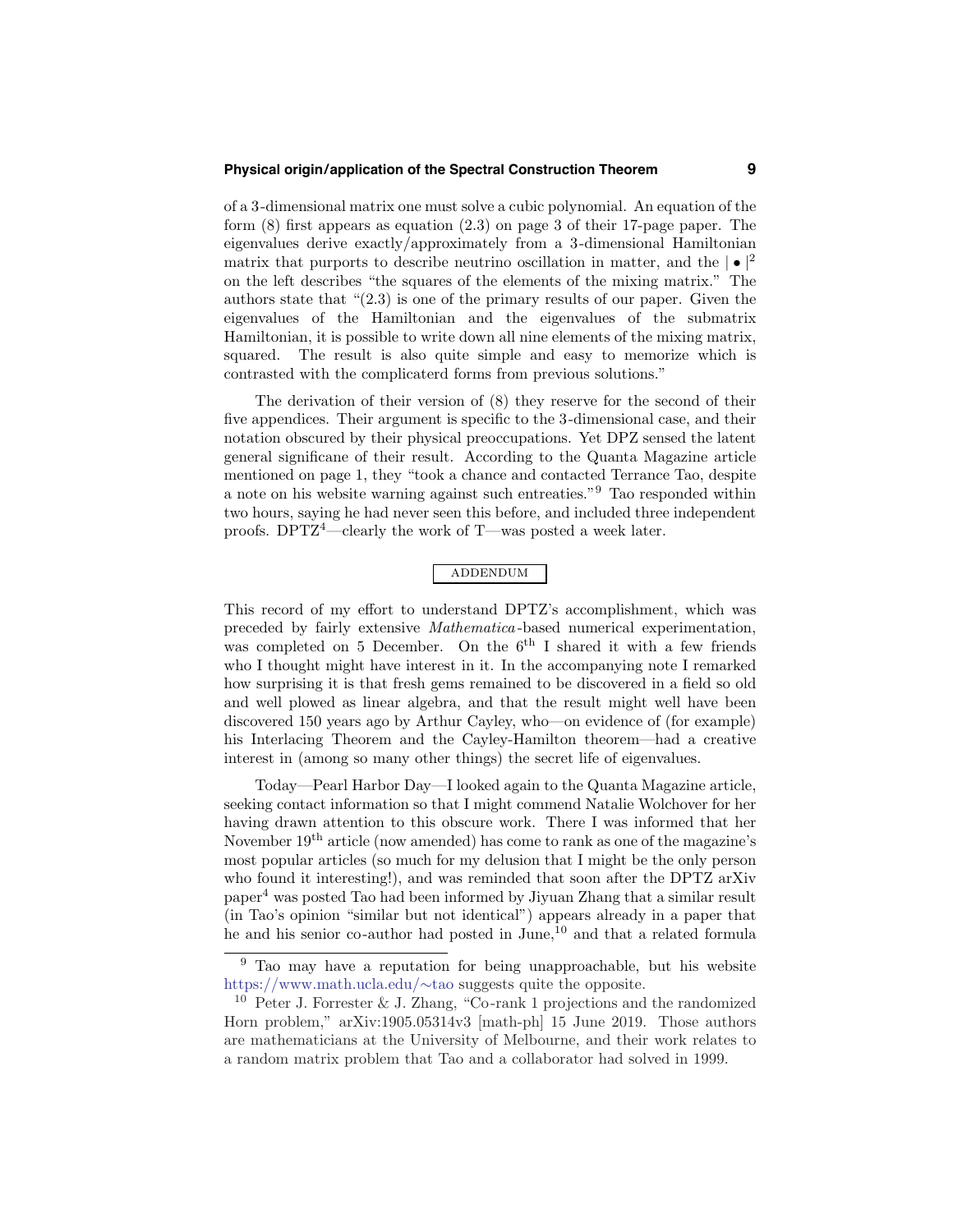of a 3-dimensional matrix one must solve a cubic polynomial. An equation of the form (8) first appears as equation (2.3) on page 3 of their 17-page paper. The eigenvalues derive exactly/approximately from a 3-dimensional Hamiltonian matrix that purports to describe neutrino oscillation in matter, and the $|\bullet|^2$ on the left describes "the squares of the elements of the mixing matrix." The authors state that "(2.3) is one of the primary results of our paper. Given the eigenvalues of the Hamiltonian and the eigenvalues of the submatrix Hamiltonian, it is possible to write down all nine elements of the mixing matrix, squared. The result is also quite simple and easy to memorize which is contrasted with the complicaterd forms from previous solutions."

The derivation of their version of (8) they reserve for the second of their five appendices. Their argument is specific to the 3-dimensional case, and their notation obscured by their physical preoccupations. Yet DPZ sensed the latent general significane of their result. According to the Quanta Magazine article mentioned on page 1, they "took a chance and contacted Terrance Tao, despite a note on his website warning against such entreaties."[9] Tao responded within two hours, saying he had never seen this before, and included three independent proofs. DPTZ[4]—clearly the work of T—was posted a week later.

## ADDENDUM

This record of my effort to understand DPTZ's accomplishment, which was preceded by fairly extensive *Mathematica*-based numerical experimentation, was completed on 5 December. On the 6th I shared it with a few friends who I thought might have interest in it. In the accompanying note I remarked how surprising it is that fresh gems remained to be discovered in a field so old and well plowed as linear algebra, and that the result might well have been discovered 150 years ago by Arthur Cayley, who—on evidence of (for example) his Interlacing Theorem and the Cayley-Hamilton theorem—had a creative interest in (among so many other things) the secret life of eigenvalues.

Today—Pearl Harbor Day—I looked again to the Quanta Magazine article, seeking contact information so that I might commend Natalie Wolchover for her having drawn attention to this obscure work. There I was informed that her November 19th article (now amended) has come to rank as one of the magazine's most popular articles (so much for my delusion that I might be the only person who found it interesting!), and was reminded that soon after the DPTZ arXiv paper[4] was posted Tao had been informed by Jiyuan Zhang that a similar result (in Tao's opinion "similar but not identical") appears already in a paper that he and his senior co-author had posted in June,[10] and that a related formula

---

[9] Tao may have a reputation for being unapproachable, but his website https://www.math.ucla.edu/∼tao suggests quite the opposite.

[10] Peter J. Forrester & J. Zhang, "Co-rank 1 projections and the randomized Horn problem," arXiv:1905.05314v3 [math-ph] 15 June 2019. Those authors are mathematicians at the University of Melbourne, and their work relates to a random matrix problem that Tao and a collaborator had solved in 1999.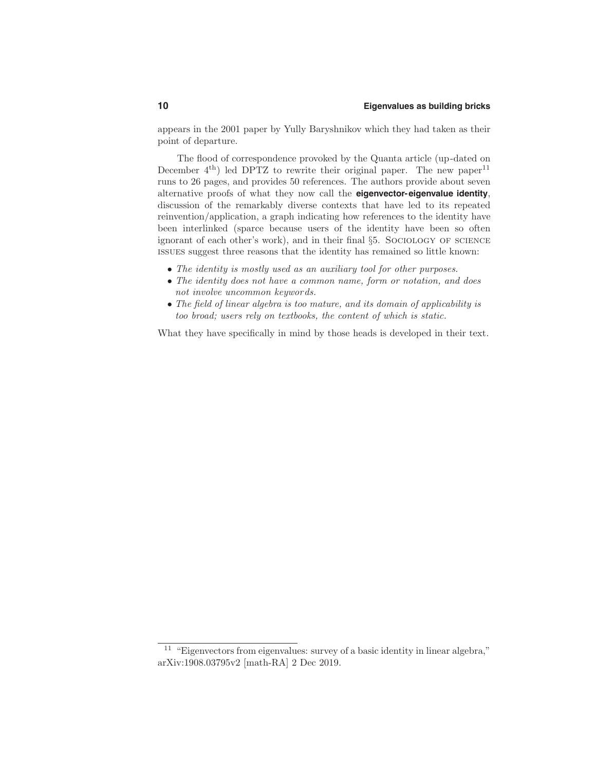appears in the 2001 paper by Yully Baryshnikov which they had taken as their point of departure.

The flood of correspondence provoked by the Quanta article (up-dated on December 4th) led DPTZ to rewrite their original paper. The new paper[11] runs to 26 pages, and provides 50 references. The authors provide about seven alternative proofs of what they now call the **eigenvector-eigenvalue identity**, discussion of the remarkably diverse contexts that have led to its repeated reinvention/application, a graph indicating how references to the identity have been interlinked (sparce because users of the identity have been so often ignorant of each other's work), and in their final §5. Sociology of science issues suggest three reasons that the identity has remained so little known:

- *The identity is mostly used as an auxiliary tool for other purposes.*
- *The identity does not have a common name, form or notation, and does not involve uncommon keywords.*
- *The field of linear algebra is too mature, and its domain of applicability is too broad; users rely on textbooks, the content of which is static.*

What they have specifically in mind by those heads is developed in their text.

[11] "Eigenvectors from eigenvalues: survey of a basic identity in linear algebra," arXiv:1908.03795v2 [math-RA] 2 Dec 2019.